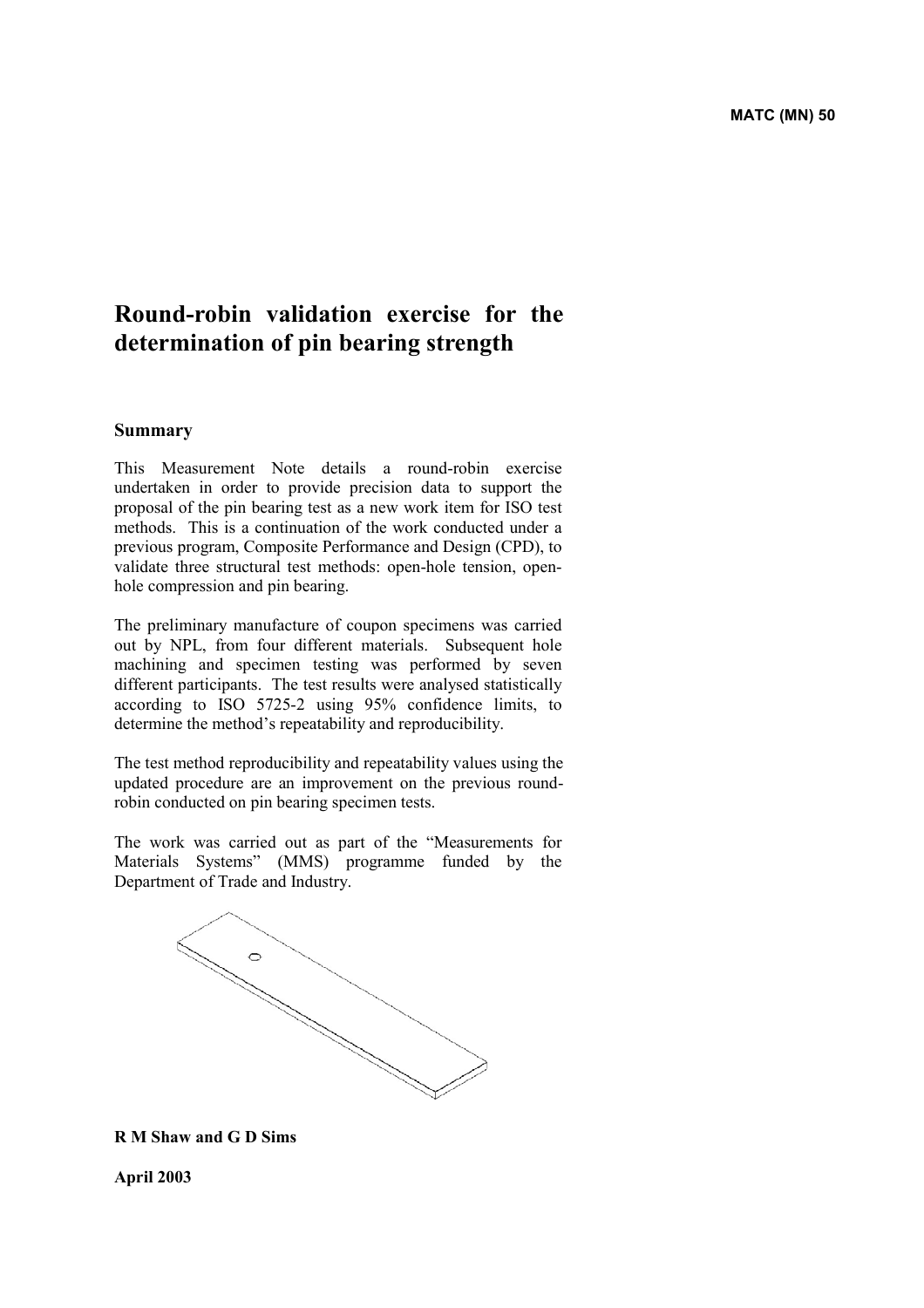MATC (MN) 50

# Round-robin validation exercise for the determination of pin bearing strength

## Summary

This Measurement Note details a round-robin exercise undertaken in order to provide precision data to support the proposal of the pin bearing test as a new work item for ISO test methods. This is a continuation of the work conducted under a previous program, Composite Performance and Design (CPD), to validate three structural test methods: open-hole tension, open-hole compression and pin bearing.

The preliminary manufacture of coupon specimens was carried out by NPL, from four different materials. Subsequent hole machining and specimen testing was performed by seven different participants. The test results were analysed statistically according to ISO 5725-2 using 95% confidence limits, to determine the method's repeatability and reproducibility.

The test method reproducibility and repeatability values using the updated procedure are an improvement on the previous round-robin conducted on pin bearing specimen tests.

The work was carried out as part of the "Measurements for Materials Systems" (MMS) programme funded by the Department of Trade and Industry.

**R M Shaw and G D Sims**

**April 2003**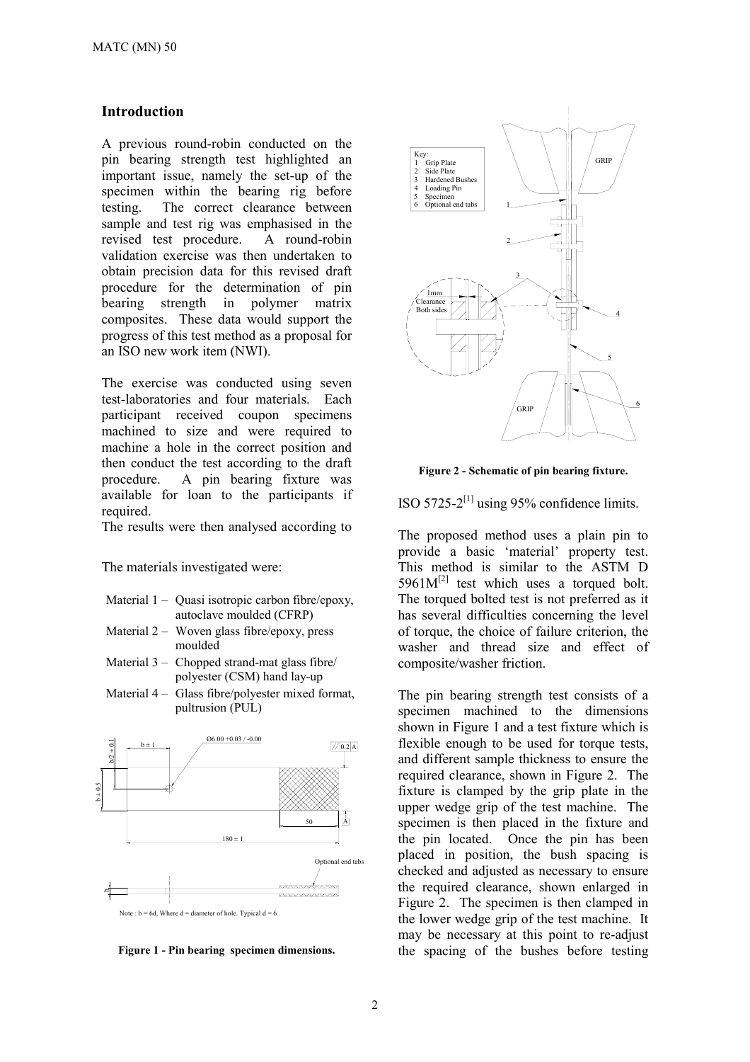## Introduction

A previous round-robin conducted on the pin bearing strength test highlighted an important issue, namely the set-up of the specimen within the bearing rig before testing. The correct clearance between sample and test rig was emphasised in the revised test procedure. A round-robin validation exercise was then undertaken to obtain precision data for this revised draft procedure for the determination of pin bearing strength in polymer matrix composites. These data would support the progress of this test method as a proposal for an ISO new work item (NWI).

The exercise was conducted using seven test-laboratories and four materials. Each participant received coupon specimens machined to size and were required to machine a hole in the correct position and then conduct the test according to the draft procedure. A pin bearing fixture was available for loan to the participants if required.

The results were then analysed according to ISO 5725-2[1] using 95% confidence limits.

The materials investigated were:

- Material 1 – Quasi isotropic carbon fibre/epoxy, autoclave moulded (CFRP)
- Material 2 – Woven glass fibre/epoxy, press moulded
- Material 3 – Chopped strand-mat glass fibre/ polyester (CSM) hand lay-up
- Material 4 – Glass fibre/polyester mixed format, pultrusion (PUL)

**Figure 1 - Pin bearing specimen dimensions.**

**Figure 2 - Schematic of pin bearing fixture.**

The proposed method uses a plain pin to provide a basic 'material' property test. This method is similar to the ASTM D 5961M[2] test which uses a torqued bolt. The torqued bolted test is not preferred as it has several difficulties concerning the level of torque, the choice of failure criterion, the washer and thread size and effect of composite/washer friction.

The pin bearing strength test consists of a specimen machined to the dimensions shown in Figure 1 and a test fixture which is flexible enough to be used for torque tests, and different sample thickness to ensure the required clearance, shown in Figure 2. The fixture is clamped by the grip plate in the upper wedge grip of the test machine. The specimen is then placed in the fixture and the pin located. Once the pin has been placed in position, the bush spacing is checked and adjusted as necessary to ensure the required clearance, shown enlarged in Figure 2. The specimen is then clamped in the lower wedge grip of the test machine. It may be necessary at this point to re-adjust the spacing of the bushes before testing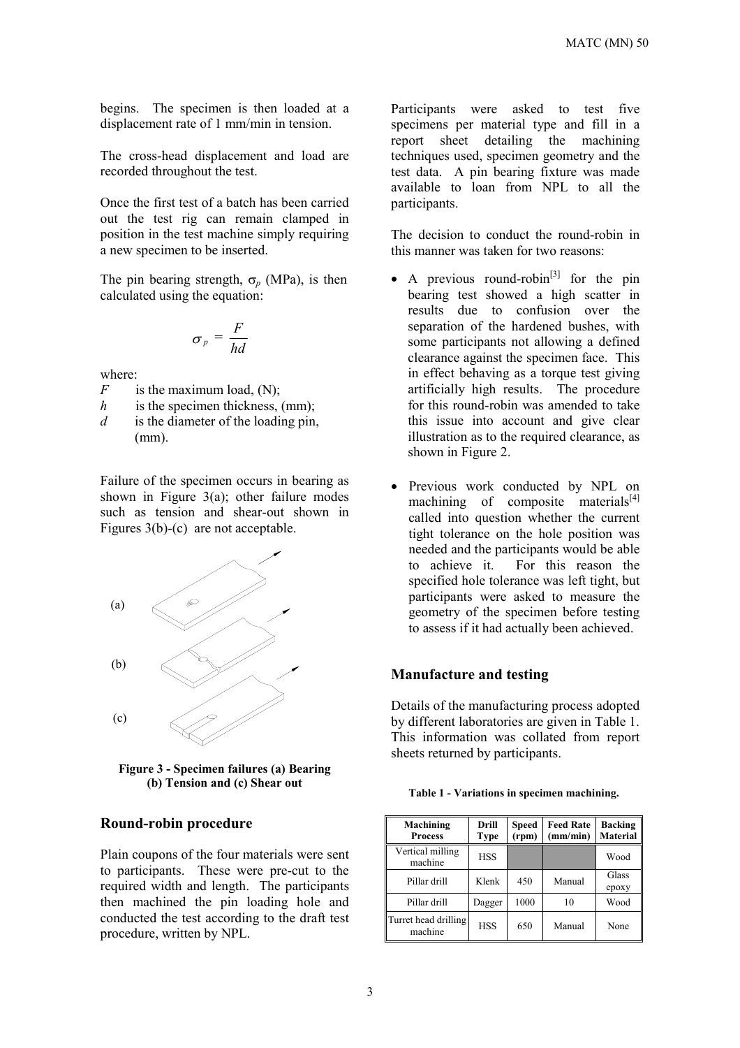begins. The specimen is then loaded at a displacement rate of 1 mm/min in tension.

The cross-head displacement and load are recorded throughout the test.

Once the first test of a batch has been carried out the test rig can remain clamped in position in the test machine simply requiring a new specimen to be inserted.

The pin bearing strength, $\sigma_p$ (MPa), is then calculated using the equation:

$$\sigma_p = \frac{F}{hd}$$

where:

- $F$ is the maximum load, (N);
- $h$ is the specimen thickness, (mm);
- $d$ is the diameter of the loading pin, (mm).

Failure of the specimen occurs in bearing as shown in Figure 3(a); other failure modes such as tension and shear-out shown in Figures 3(b)-(c) are not acceptable.

**Figure 3 - Specimen failures (a) Bearing (b) Tension and (c) Shear out**

## Round-robin procedure

Plain coupons of the four materials were sent to participants. These were pre-cut to the required width and length. The participants then machined the pin loading hole and conducted the test according to the draft test procedure, written by NPL.

Participants were asked to test five specimens per material type and fill in a report sheet detailing the machining techniques used, specimen geometry and the test data. A pin bearing fixture was made available to loan from NPL to all the participants.

The decision to conduct the round-robin in this manner was taken for two reasons:

- A previous round-robin[3] for the pin bearing test showed a high scatter in results due to confusion over the separation of the hardened bushes, with some participants not allowing a defined clearance against the specimen face. This in effect behaving as a torque test giving artificially high results. The procedure for this round-robin was amended to take this issue into account and give clear illustration as to the required clearance, as shown in Figure 2.
- Previous work conducted by NPL on machining of composite materials[4] called into question whether the current tight tolerance on the hole position was needed and the participants would be able to achieve it. For this reason the specified hole tolerance was left tight, but participants were asked to measure the geometry of the specimen before testing to assess if it had actually been achieved.

## Manufacture and testing

Details of the manufacturing process adopted by different laboratories are given in Table 1. This information was collated from report sheets returned by participants.

**Table 1 - Variations in specimen machining.**

| Machining Process | Drill Type | Speed (rpm) | Feed Rate (mm/min) | Backing Material |
|---|---|---|---|---|
| Vertical milling machine | HSS | | | Wood |
| Pillar drill | Klenk | 450 | Manual | Glass epoxy |
| Pillar drill | Dagger | 1000 | 10 | Wood |
| Turret head drilling machine | HSS | 650 | Manual | None |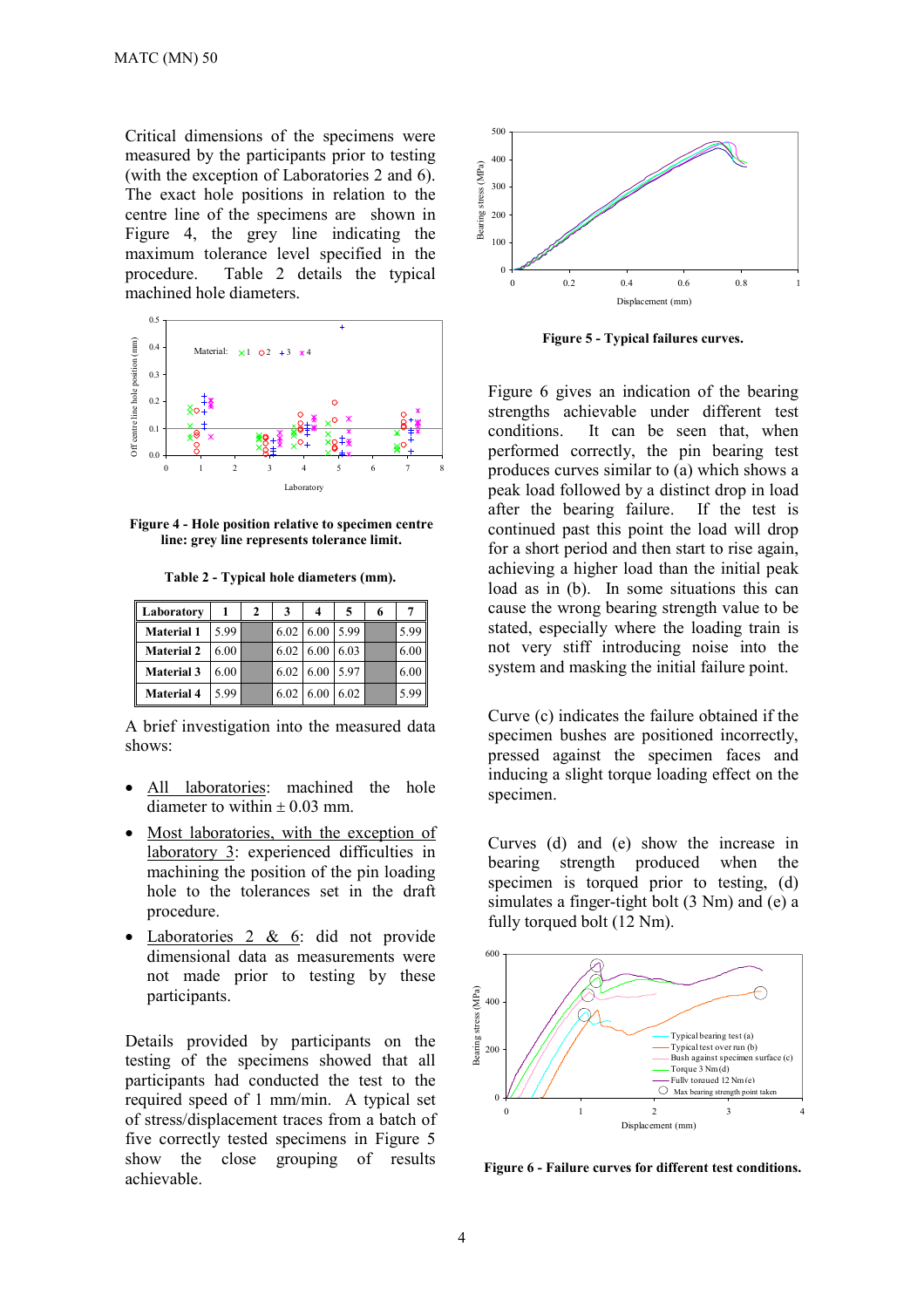Critical dimensions of the specimens were measured by the participants prior to testing (with the exception of Laboratories 2 and 6). The exact hole positions in relation to the centre line of the specimens are shown in Figure 4, the grey line indicating the maximum tolerance level specified in the procedure. Table 2 details the typical machined hole diameters.

**Figure 4 - Hole position relative to specimen centre line: grey line represents tolerance limit.**

**Table 2 - Typical hole diameters (mm).**

| Laboratory | 1 | 2 | 3 | 4 | 5 | 6 | 7 |
|---|---|---|---|---|---|---|---|
| Material 1 | 5.99 | | 6.02 | 6.00 | 5.99 | | 5.99 |
| Material 2 | 6.00 | | 6.02 | 6.00 | 6.03 | | 6.00 |
| Material 3 | 6.00 | | 6.02 | 6.00 | 5.97 | | 6.00 |
| Material 4 | 5.99 | | 6.02 | 6.00 | 6.02 | | 5.99 |

A brief investigation into the measured data shows:

- All laboratories: machined the hole diameter to within ± 0.03 mm.
- Most laboratories, with the exception of laboratory 3: experienced difficulties in machining the position of the pin loading hole to the tolerances set in the draft procedure.
- Laboratories 2 & 6: did not provide dimensional data as measurements were not made prior to testing by these participants.

Details provided by participants on the testing of the specimens showed that all participants had conducted the test to the required speed of 1 mm/min. A typical set of stress/displacement traces from a batch of five correctly tested specimens in Figure 5 show the close grouping of results achievable.

**Figure 5 - Typical failures curves.**

Figure 6 gives an indication of the bearing strengths achievable under different test conditions. It can be seen that, when performed correctly, the pin bearing test produces curves similar to (a) which shows a peak load followed by a distinct drop in load after the bearing failure. If the test is continued past this point the load will drop for a short period and then start to rise again, achieving a higher load than the initial peak load as in (b). In some situations this can cause the wrong bearing strength value to be stated, especially where the loading train is not very stiff introducing noise into the system and masking the initial failure point.

Curve (c) indicates the failure obtained if the specimen bushes are positioned incorrectly, pressed against the specimen faces and inducing a slight torque loading effect on the specimen.

Curves (d) and (e) show the increase in bearing strength produced when the specimen is torqued prior to testing, (d) simulates a finger-tight bolt (3 Nm) and (e) a fully torqued bolt (12 Nm).

**Figure 6 - Failure curves for different test conditions.**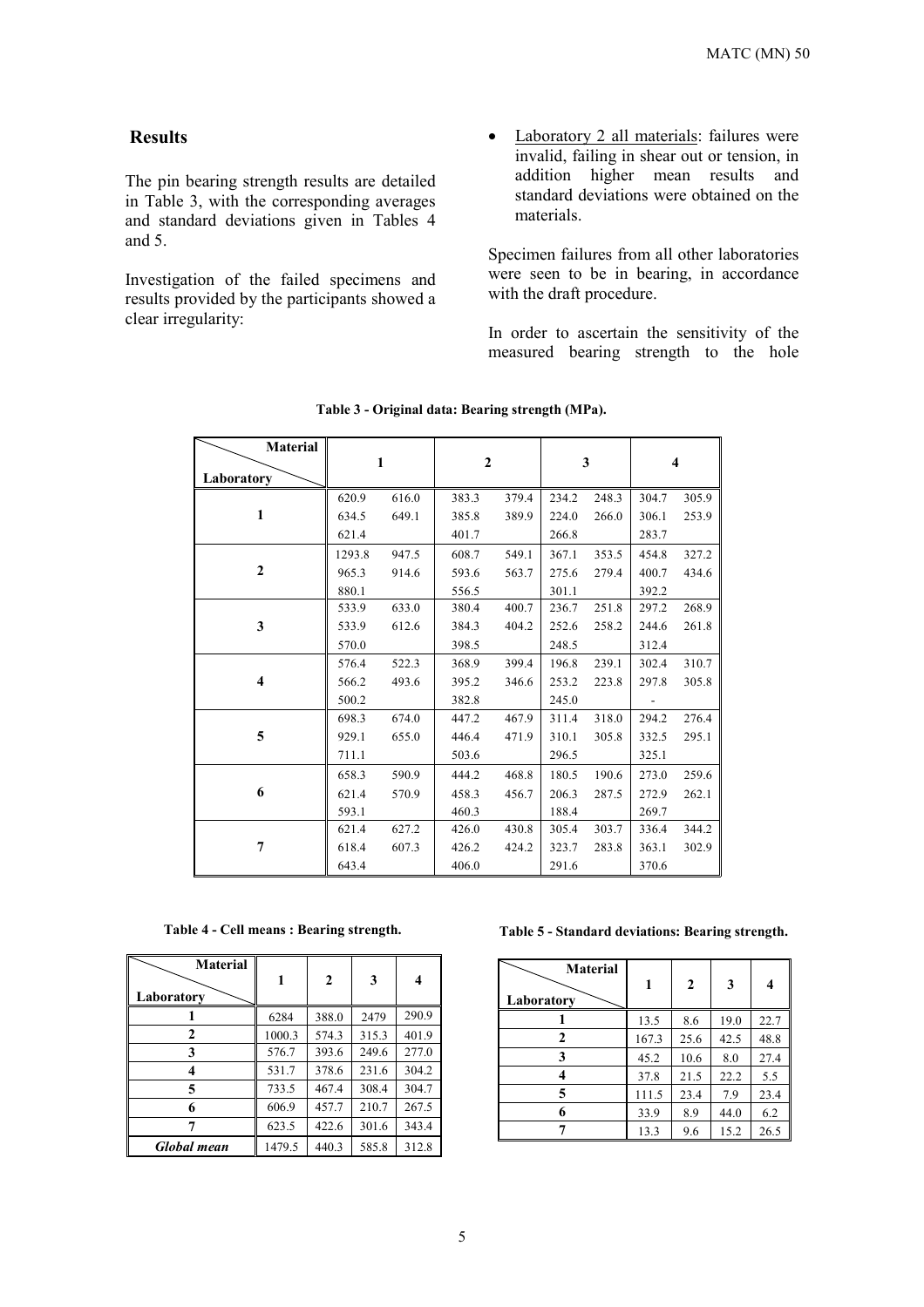## Results

The pin bearing strength results are detailed in Table 3, with the corresponding averages and standard deviations given in Tables 4 and 5.

Investigation of the failed specimens and results provided by the participants showed a clear irregularity:

- Laboratory 2 all materials: failures were invalid, failing in shear out or tension, in addition higher mean results and standard deviations were obtained on the materials.

Specimen failures from all other laboratories were seen to be in bearing, in accordance with the draft procedure.

In order to ascertain the sensitivity of the measured bearing strength to the hole

**Table 3 - Original data: Bearing strength (MPa).**

| Laboratory \ Material | 1 | | 2 | | 3 | | 4 | |
|---|---|---|---|---|---|---|---|---|
| 1 | 620.9 | 616.0 | 383.3 | 379.4 | 234.2 | 248.3 | 304.7 | 305.9 |
| | 634.5 | 649.1 | 385.8 | 389.9 | 224.0 | 266.0 | 306.1 | 253.9 |
| | 621.4 | | 401.7 | | 266.8 | | 283.7 | |
| 2 | 1293.8 | 947.5 | 608.7 | 549.1 | 367.1 | 353.5 | 454.8 | 327.2 |
| | 965.3 | 914.6 | 593.6 | 563.7 | 275.6 | 279.4 | 400.7 | 434.6 |
| | 880.1 | | 556.5 | | 301.1 | | 392.2 | |
| 3 | 533.9 | 633.0 | 380.4 | 400.7 | 236.7 | 251.8 | 297.2 | 268.9 |
| | 533.9 | 612.6 | 384.3 | 404.2 | 252.6 | 258.2 | 244.6 | 261.8 |
| | 570.0 | | 398.5 | | 248.5 | | 312.4 | |
| 4 | 576.4 | 522.3 | 368.9 | 399.4 | 196.8 | 239.1 | 302.4 | 310.7 |
| | 566.2 | 493.6 | 395.2 | 346.6 | 253.2 | 223.8 | 297.8 | 305.8 |
| | 500.2 | | 382.8 | | 245.0 | | - | |
| 5 | 698.3 | 674.0 | 447.2 | 467.9 | 311.4 | 318.0 | 294.2 | 276.4 |
| | 929.1 | 655.0 | 446.4 | 471.9 | 310.1 | 305.8 | 332.5 | 295.1 |
| | 711.1 | | 503.6 | | 296.5 | | 325.1 | |
| 6 | 658.3 | 590.9 | 444.2 | 468.8 | 180.5 | 190.6 | 273.0 | 259.6 |
| | 621.4 | 570.9 | 458.3 | 456.7 | 206.3 | 287.5 | 272.9 | 262.1 |
| | 593.1 | | 460.3 | | 188.4 | | 269.7 | |
| 7 | 621.4 | 627.2 | 426.0 | 430.8 | 305.4 | 303.7 | 336.4 | 344.2 |
| | 618.4 | 607.3 | 426.2 | 424.2 | 323.7 | 283.8 | 363.1 | 302.9 |
| | 643.4 | | 406.0 | | 291.6 | | 370.6 | |

**Table 4 - Cell means : Bearing strength.**

| Laboratory \ Material | 1 | 2 | 3 | 4 |
|---|---|---|---|---|
| 1 | 6284 | 388.0 | 2479 | 290.9 |
| 2 | 1000.3 | 574.3 | 315.3 | 401.9 |
| 3 | 576.7 | 393.6 | 249.6 | 277.0 |
| 4 | 531.7 | 378.6 | 231.6 | 304.2 |
| 5 | 733.5 | 467.4 | 308.4 | 304.7 |
| 6 | 606.9 | 457.7 | 210.7 | 267.5 |
| 7 | 623.5 | 422.6 | 301.6 | 343.4 |
| *Global mean* | 1479.5 | 440.3 | 585.8 | 312.8 |

**Table 5 - Standard deviations: Bearing strength.**

| Laboratory \ Material | 1 | 2 | 3 | 4 |
|---|---|---|---|---|
| 1 | 13.5 | 8.6 | 19.0 | 22.7 |
| 2 | 167.3 | 25.6 | 42.5 | 48.8 |
| 3 | 45.2 | 10.6 | 8.0 | 27.4 |
| 4 | 37.8 | 21.5 | 22.2 | 5.5 |
| 5 | 111.5 | 23.4 | 7.9 | 23.4 |
| 6 | 33.9 | 8.9 | 44.0 | 6.2 |
| 7 | 13.3 | 9.6 | 15.2 | 26.5 |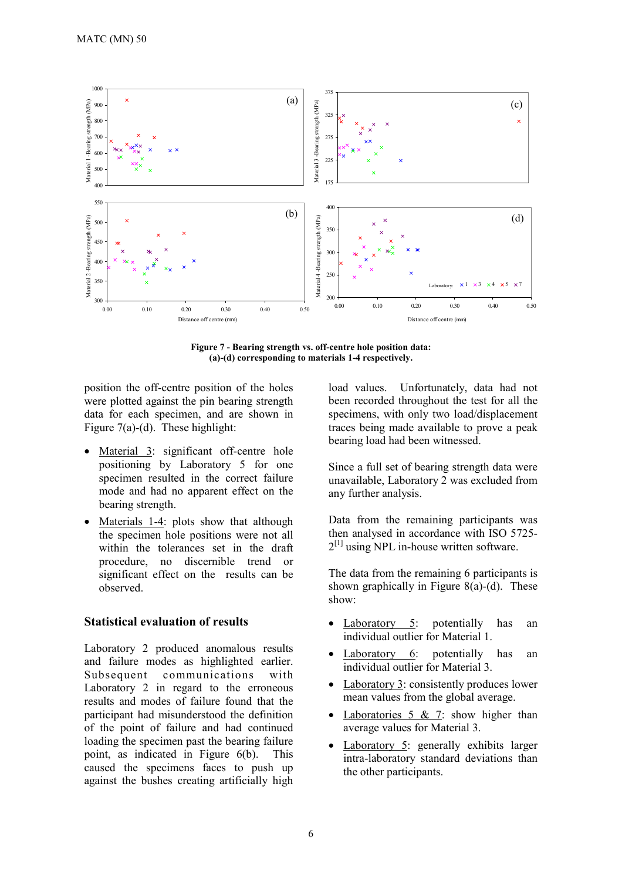**Figure 7 - Bearing strength vs. off-centre hole position data: (a)-(d) corresponding to materials 1-4 respectively.**

position the off-centre position of the holes were plotted against the pin bearing strength data for each specimen, and are shown in Figure 7(a)-(d). These highlight:

- Material 3: significant off-centre hole positioning by Laboratory 5 for one specimen resulted in the correct failure mode and had no apparent effect on the bearing strength.
- Materials 1-4: plots show that although the specimen hole positions were not all within the tolerances set in the draft procedure, no discernible trend or significant effect on the results can be observed.

## Statistical evaluation of results

Laboratory 2 produced anomalous results and failure modes as highlighted earlier. Subsequent communications with Laboratory 2 in regard to the erroneous results and modes of failure found that the participant had misunderstood the definition of the point of failure and had continued loading the specimen past the bearing failure point, as indicated in Figure 6(b). This caused the specimens faces to push up against the bushes creating artificially high load values. Unfortunately, data had not been recorded throughout the test for all the specimens, with only two load/displacement traces being made available to prove a peak bearing load had been witnessed.

Since a full set of bearing strength data were unavailable, Laboratory 2 was excluded from any further analysis.

Data from the remaining participants was then analysed in accordance with ISO 5725-2[1] using NPL in-house written software.

The data from the remaining 6 participants is shown graphically in Figure 8(a)-(d). These show:

- Laboratory 5: potentially has an individual outlier for Material 1.
- Laboratory 6: potentially has an individual outlier for Material 3.
- Laboratory 3: consistently produces lower mean values from the global average.
- Laboratories 5 & 7: show higher than average values for Material 3.
- Laboratory 5: generally exhibits larger intra-laboratory standard deviations than the other participants.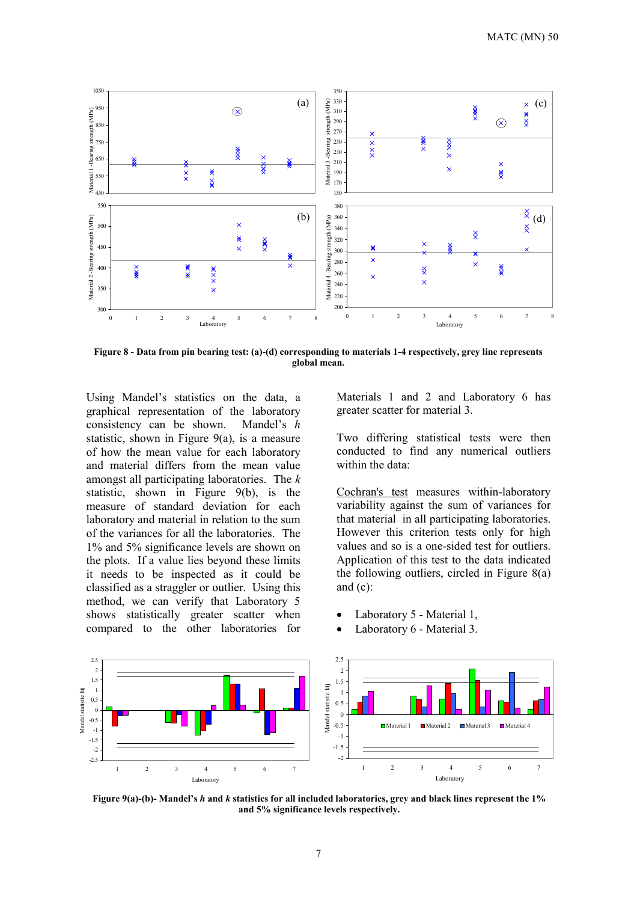**Figure 8 - Data from pin bearing test: (a)-(d) corresponding to materials 1-4 respectively, grey line represents global mean.**

Using Mandel's statistics on the data, a graphical representation of the laboratory consistency can be shown. Mandel's *h* statistic, shown in Figure 9(a), is a measure of how the mean value for each laboratory and material differs from the mean value amongst all participating laboratories. The *k* statistic, shown in Figure 9(b), is the measure of standard deviation for each laboratory and material in relation to the sum of the variances for all the laboratories. The 1% and 5% significance levels are shown on the plots. If a value lies beyond these limits it needs to be inspected as it could be classified as a straggler or outlier. Using this method, we can verify that Laboratory 5 shows statistically greater scatter when compared to the other laboratories for Materials 1 and 2 and Laboratory 6 has greater scatter for material 3.

Two differing statistical tests were then conducted to find any numerical outliers within the data:

Cochran's test measures within-laboratory variability against the sum of variances for that material in all participating laboratories. However this criterion tests only for high values and so is a one-sided test for outliers. Application of this test to the data indicated the following outliers, circled in Figure 8(a) and (c):

- Laboratory 5 - Material 1,
- Laboratory 6 - Material 3.

**Figure 9(a)-(b)- Mandel's *h* and *k* statistics for all included laboratories, grey and black lines represent the 1% and 5% significance levels respectively.**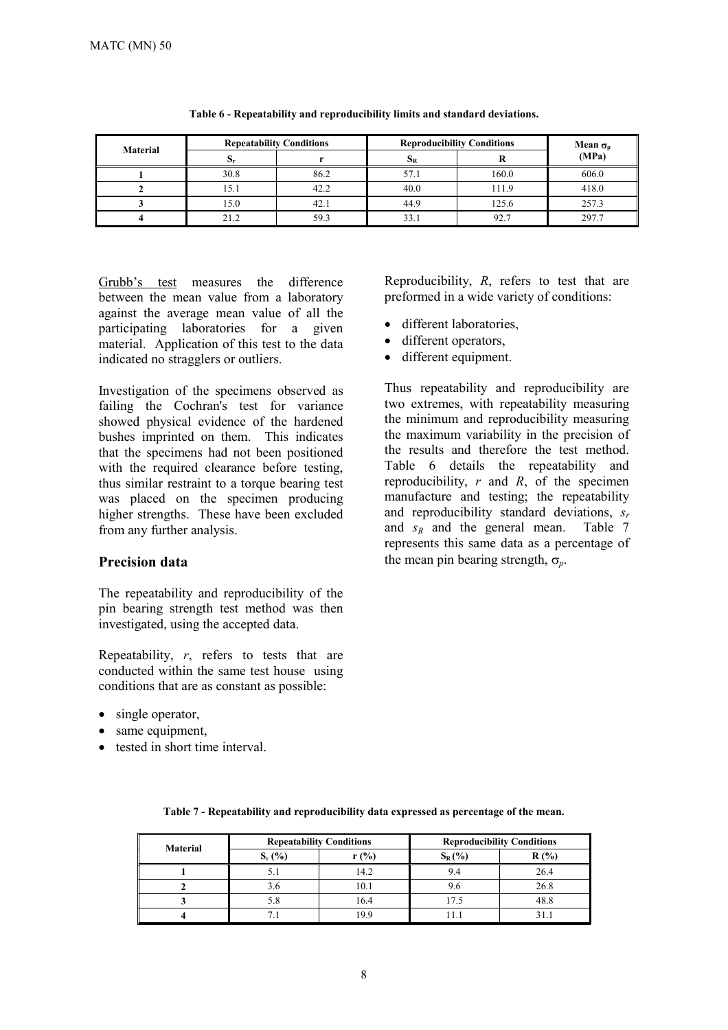**Table 6 - Repeatability and reproducibility limits and standard deviations.**

| Material | Repeatability Conditions | | Reproducibility Conditions | | Mean $\sigma_p$ (MPa) |
|---|---|---|---|---|---|
| | $S_r$ | r | $S_R$ | R | |
| 1 | 30.8 | 86.2 | 57.1 | 160.0 | 606.0 |
| 2 | 15.1 | 42.2 | 40.0 | 111.9 | 418.0 |
| 3 | 15.0 | 42.1 | 44.9 | 125.6 | 257.3 |
| 4 | 21.2 | 59.3 | 33.1 | 92.7 | 297.7 |

Grubb's test measures the difference between the mean value from a laboratory against the average mean value of all the participating laboratories for a given material. Application of this test to the data indicated no stragglers or outliers.

Investigation of the specimens observed as failing the Cochran's test for variance showed physical evidence of the hardened bushes imprinted on them. This indicates that the specimens had not been positioned with the required clearance before testing, thus similar restraint to a torque bearing test was placed on the specimen producing higher strengths. These have been excluded from any further analysis.

## Precision data

The repeatability and reproducibility of the pin bearing strength test method was then investigated, using the accepted data.

Repeatability, *r*, refers to tests that are conducted within the same test house using conditions that are as constant as possible:

- single operator,
- same equipment,
- tested in short time interval.

Reproducibility, *R*, refers to test that are preformed in a wide variety of conditions:

- different laboratories,
- different operators,
- different equipment.

Thus repeatability and reproducibility are two extremes, with repeatability measuring the minimum and reproducibility measuring the maximum variability in the precision of the results and therefore the test method. Table 6 details the repeatability and reproducibility, *r* and *R*, of the specimen manufacture and testing; the repeatability and reproducibility standard deviations, $s_r$ and $s_R$ and the general mean. Table 7 represents this same data as a percentage of the mean pin bearing strength, $\sigma_p$.

**Table 7 - Repeatability and reproducibility data expressed as percentage of the mean.**

| Material | Repeatability Conditions | | Reproducibility Conditions | |
|---|---|---|---|---|
| | $S_r$ (%) | r (%) | $S_R$ (%) | R (%) |
| 1 | 5.1 | 14.2 | 9.4 | 26.4 |
| 2 | 3.6 | 10.1 | 9.6 | 26.8 |
| 3 | 5.8 | 16.4 | 17.5 | 48.8 |
| 4 | 7.1 | 19.9 | 11.1 | 31.1 |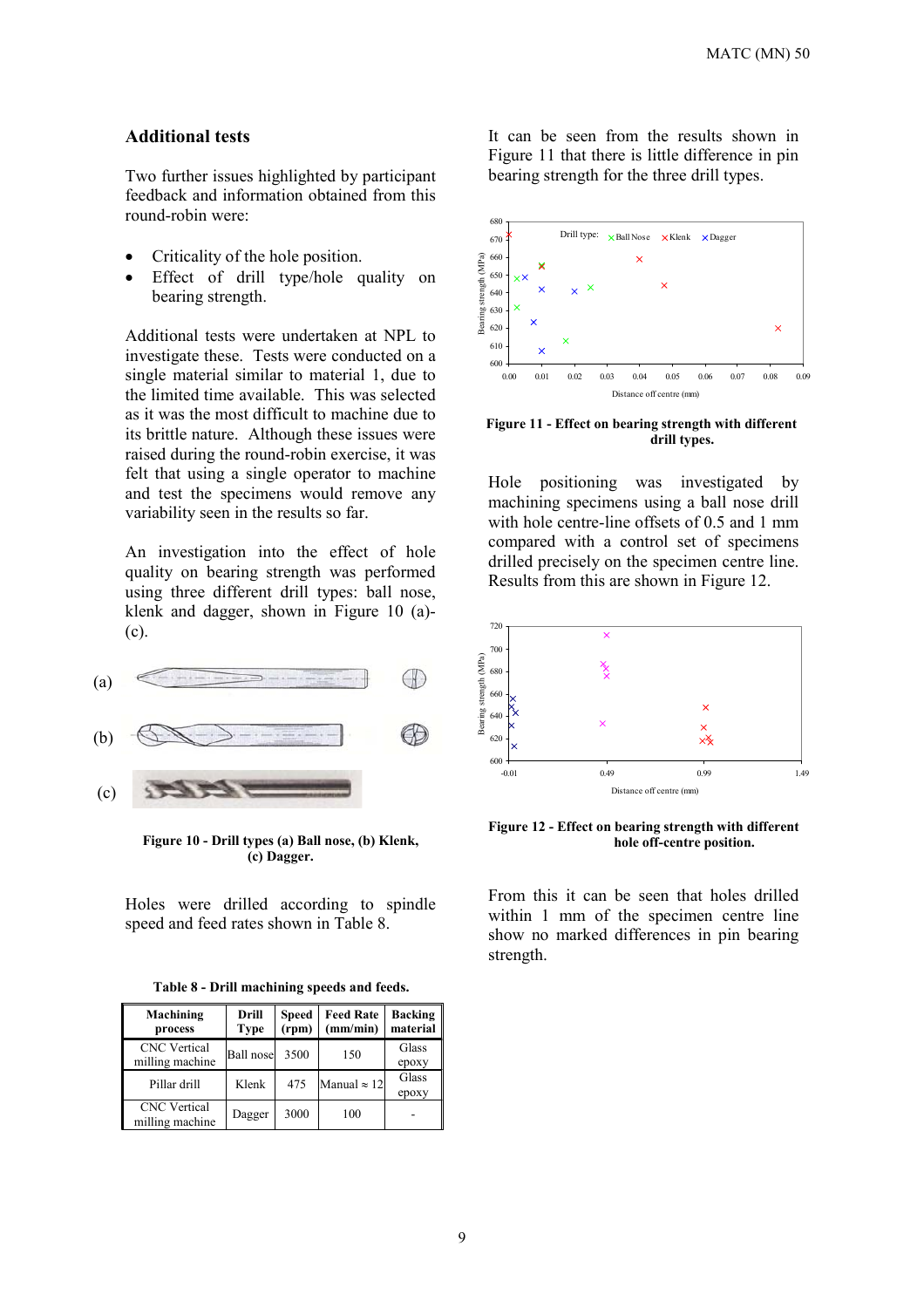## Additional tests

Two further issues highlighted by participant feedback and information obtained from this round-robin were:

- Criticality of the hole position.
- Effect of drill type/hole quality on bearing strength.

Additional tests were undertaken at NPL to investigate these. Tests were conducted on a single material similar to material 1, due to the limited time available. This was selected as it was the most difficult to machine due to its brittle nature. Although these issues were raised during the round-robin exercise, it was felt that using a single operator to machine and test the specimens would remove any variability seen in the results so far.

An investigation into the effect of hole quality on bearing strength was performed using three different drill types: ball nose, klenk and dagger, shown in Figure 10 (a)-(c).

(a)

(b)

(c)

**Figure 10 - Drill types (a) Ball nose, (b) Klenk, (c) Dagger.**

Holes were drilled according to spindle speed and feed rates shown in Table 8.

**Table 8 - Drill machining speeds and feeds.**

| Machining process | Drill Type | Speed (rpm) | Feed Rate (mm/min) | Backing material |
|---|---|---|---|---|
| CNC Vertical milling machine | Ball nose | 3500 | 150 | Glass epoxy |
| Pillar drill | Klenk | 475 | Manual ≈ 12 | Glass epoxy |
| CNC Vertical milling machine | Dagger | 3000 | 100 | - |

It can be seen from the results shown in Figure 11 that there is little difference in pin bearing strength for the three drill types.

**Figure 11 - Effect on bearing strength with different drill types.**

Hole positioning was investigated by machining specimens using a ball nose drill with hole centre-line offsets of 0.5 and 1 mm compared with a control set of specimens drilled precisely on the specimen centre line. Results from this are shown in Figure 12.

**Figure 12 - Effect on bearing strength with different hole off-centre position.**

From this it can be seen that holes drilled within 1 mm of the specimen centre line show no marked differences in pin bearing strength.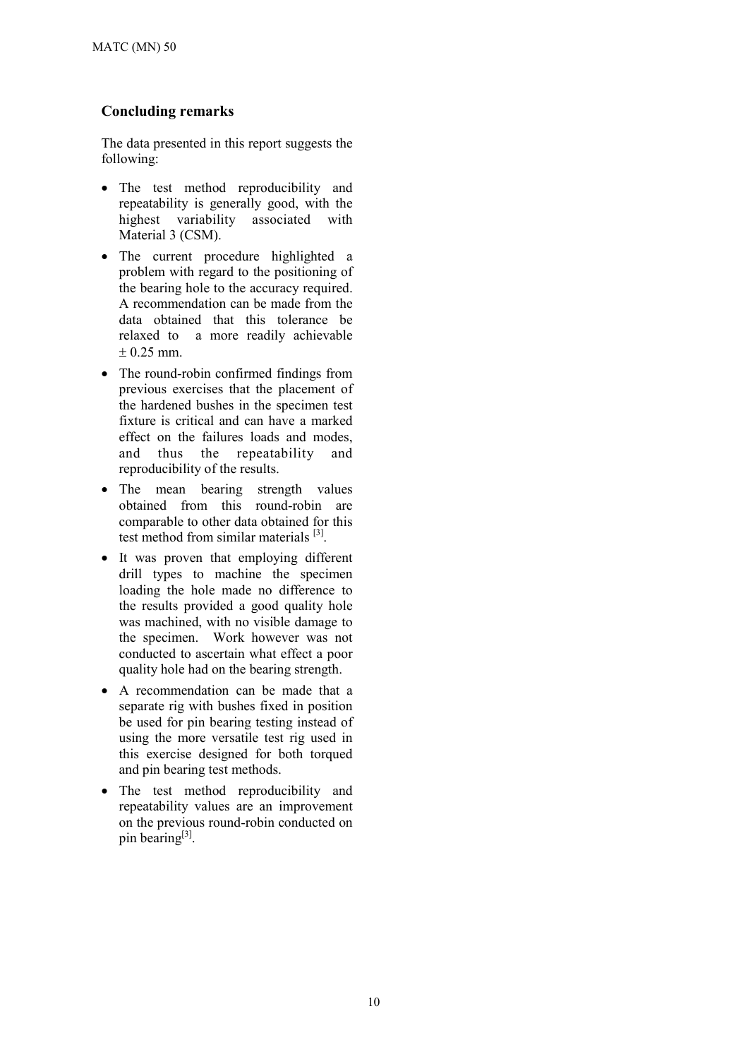## Concluding remarks

The data presented in this report suggests the following:

- The test method reproducibility and repeatability is generally good, with the highest variability associated with Material 3 (CSM).
- The current procedure highlighted a problem with regard to the positioning of the bearing hole to the accuracy required. A recommendation can be made from the data obtained that this tolerance be relaxed to a more readily achievable ± 0.25 mm.
- The round-robin confirmed findings from previous exercises that the placement of the hardened bushes in the specimen test fixture is critical and can have a marked effect on the failures loads and modes, and thus the repeatability and reproducibility of the results.
- The mean bearing strength values obtained from this round-robin are comparable to other data obtained for this test method from similar materials [3].
- It was proven that employing different drill types to machine the specimen loading the hole made no difference to the results provided a good quality hole was machined, with no visible damage to the specimen. Work however was not conducted to ascertain what effect a poor quality hole had on the bearing strength.
- A recommendation can be made that a separate rig with bushes fixed in position be used for pin bearing testing instead of using the more versatile test rig used in this exercise designed for both torqued and pin bearing test methods.
- The test method reproducibility and repeatability values are an improvement on the previous round-robin conducted on pin bearing[3].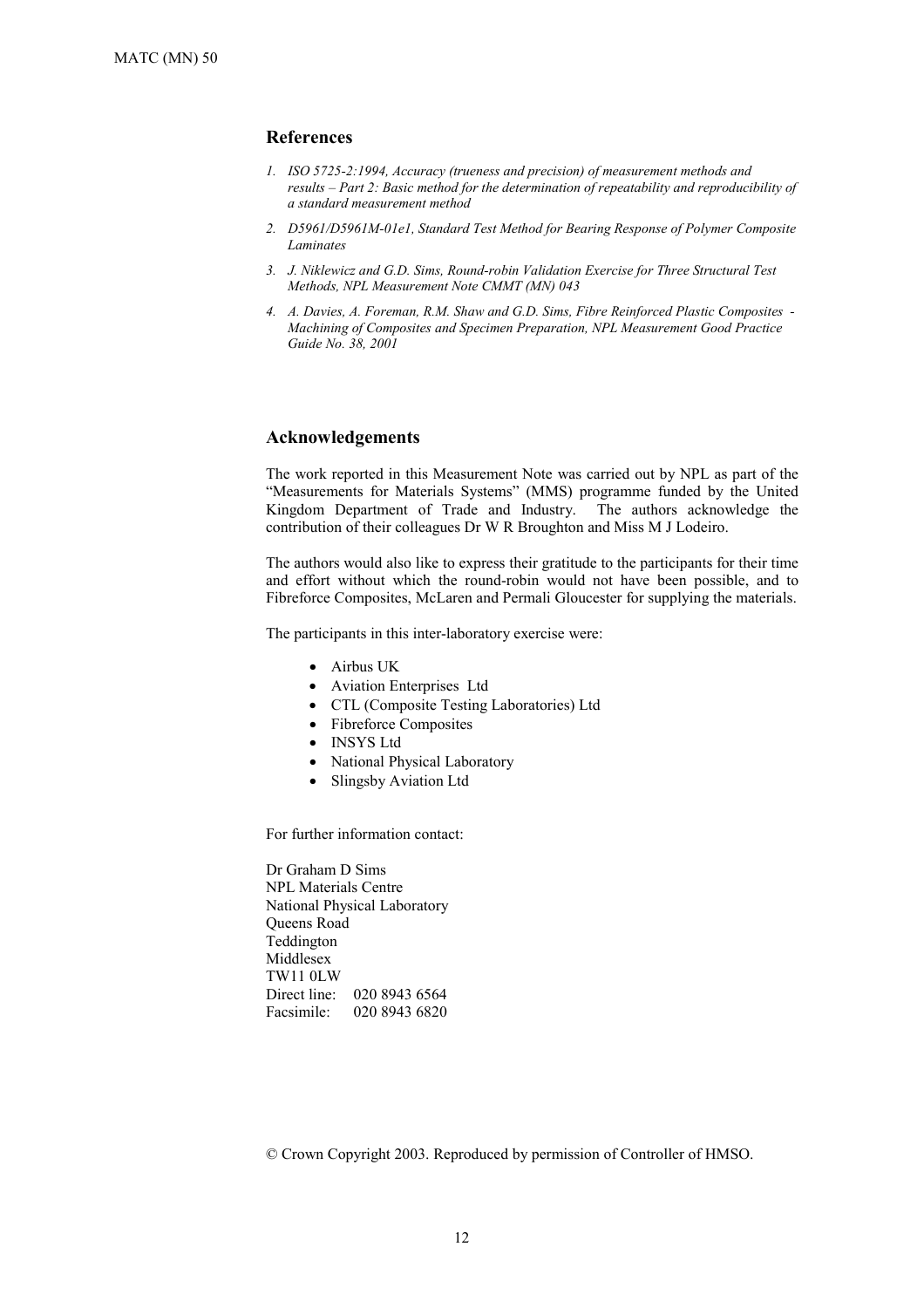## References

1. *ISO 5725-2:1994, Accuracy (trueness and precision) of measurement methods and results – Part 2: Basic method for the determination of repeatability and reproducibility of a standard measurement method*

2. *D5961/D5961M-01e1, Standard Test Method for Bearing Response of Polymer Composite Laminates*

3. *J. Niklewicz and G.D. Sims, Round-robin Validation Exercise for Three Structural Test Methods, NPL Measurement Note CMMT (MN) 043*

4. *A. Davies, A. Foreman, R.M. Shaw and G.D. Sims, Fibre Reinforced Plastic Composites - Machining of Composites and Specimen Preparation, NPL Measurement Good Practice Guide No. 38, 2001*

## Acknowledgements

The work reported in this Measurement Note was carried out by NPL as part of the "Measurements for Materials Systems" (MMS) programme funded by the United Kingdom Department of Trade and Industry. The authors acknowledge the contribution of their colleagues Dr W R Broughton and Miss M J Lodeiro.

The authors would also like to express their gratitude to the participants for their time and effort without which the round-robin would not have been possible, and to Fibreforce Composites, McLaren and Permali Gloucester for supplying the materials.

The participants in this inter-laboratory exercise were:

- Airbus UK
- Aviation Enterprises Ltd
- CTL (Composite Testing Laboratories) Ltd
- Fibreforce Composites
- INSYS Ltd
- National Physical Laboratory
- Slingsby Aviation Ltd

For further information contact:

Dr Graham D Sims
NPL Materials Centre
National Physical Laboratory
Queens Road
Teddington
Middlesex
TW11 0LW
Direct line: 020 8943 6564
Facsimile: 020 8943 6820

© Crown Copyright 2003. Reproduced by permission of Controller of HMSO.